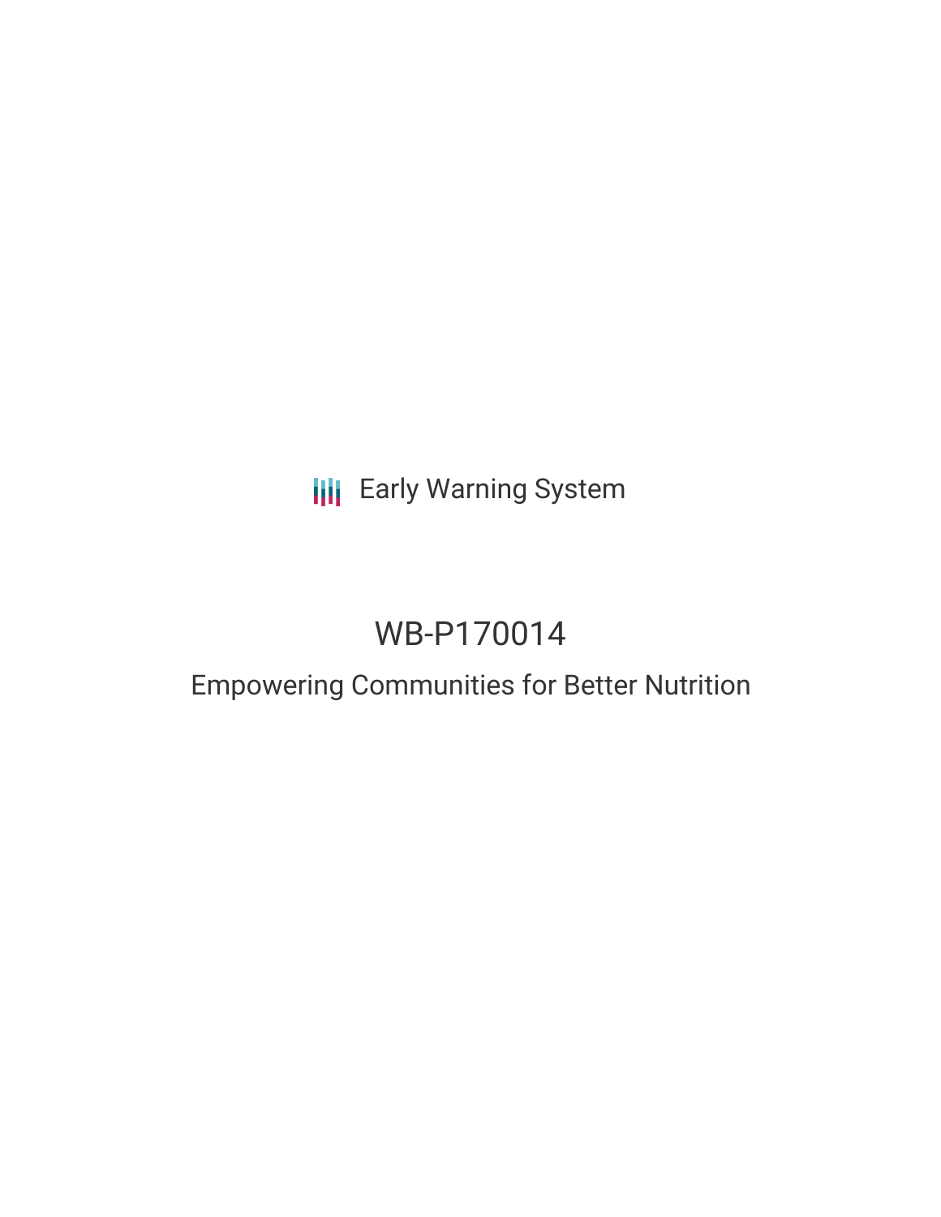Early Warning System

# WB-P170014

## Empowering Communities for Better Nutrition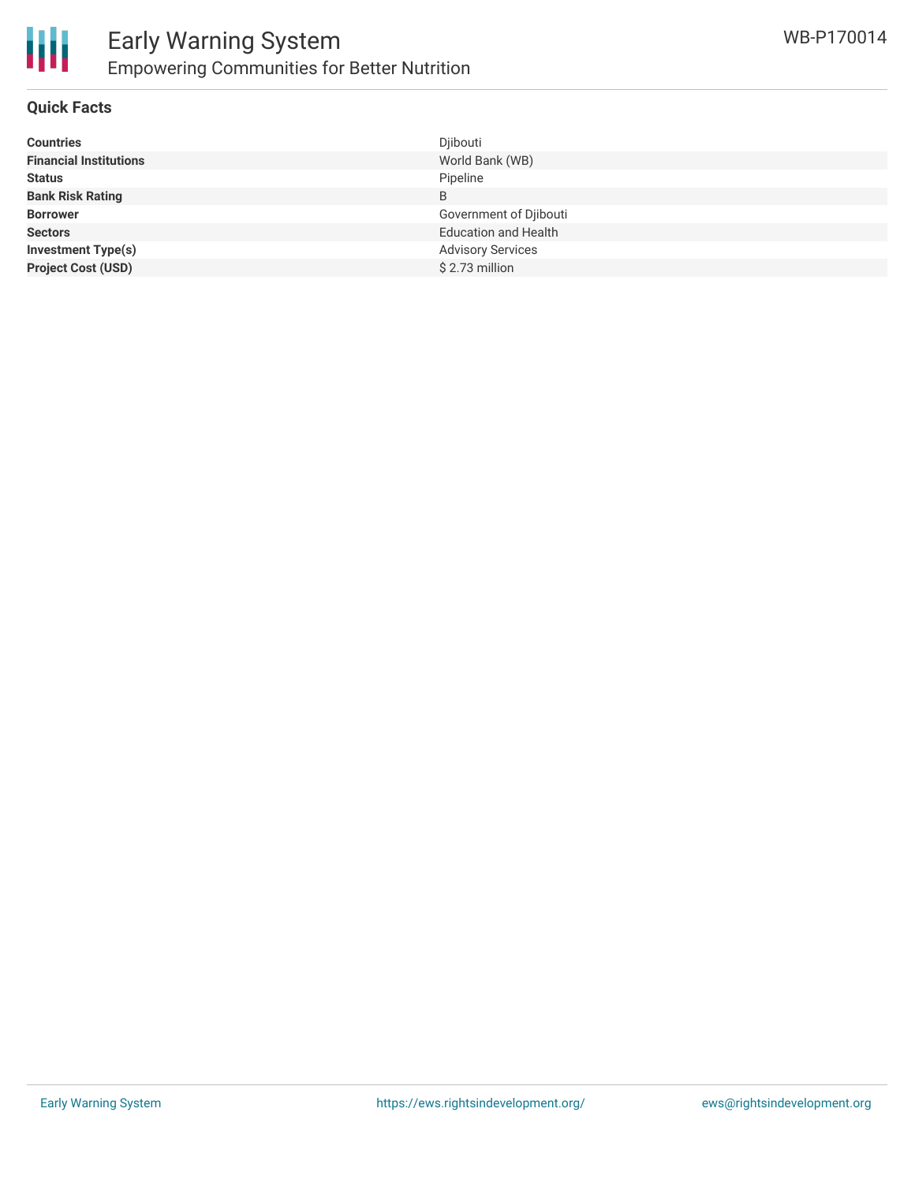# Early Warning System

## Empowering Communities for Better Nutrition

WB-P170014

### Quick Facts

| | |
|---|---|
| **Countries** | Djibouti |
| **Financial Institutions** | World Bank (WB) |
| **Status** | Pipeline |
| **Bank Risk Rating** | B |
| **Borrower** | Government of Djibouti |
| **Sectors** | Education and Health |
| **Investment Type(s)** | Advisory Services |
| **Project Cost (USD)** | $ 2.73 million |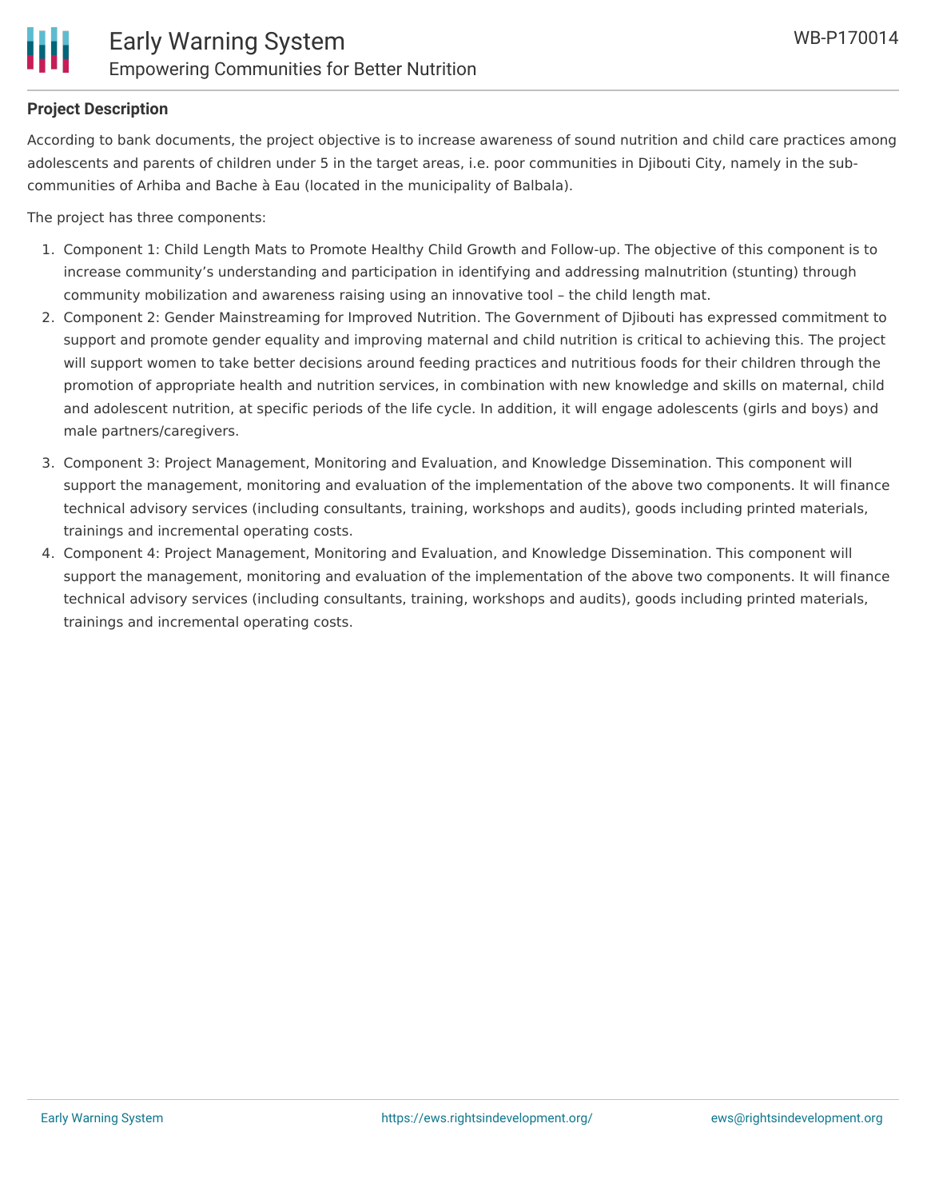## Project Description

According to bank documents, the project objective is to increase awareness of sound nutrition and child care practices among adolescents and parents of children under 5 in the target areas, i.e. poor communities in Djibouti City, namely in the sub-communities of Arhiba and Bache à Eau (located in the municipality of Balbala).

The project has three components:

1. Component 1: Child Length Mats to Promote Healthy Child Growth and Follow-up. The objective of this component is to increase community's understanding and participation in identifying and addressing malnutrition (stunting) through community mobilization and awareness raising using an innovative tool – the child length mat.
2. Component 2: Gender Mainstreaming for Improved Nutrition. The Government of Djibouti has expressed commitment to support and promote gender equality and improving maternal and child nutrition is critical to achieving this. The project will support women to take better decisions around feeding practices and nutritious foods for their children through the promotion of appropriate health and nutrition services, in combination with new knowledge and skills on maternal, child and adolescent nutrition, at specific periods of the life cycle. In addition, it will engage adolescents (girls and boys) and male partners/caregivers.
3. Component 3: Project Management, Monitoring and Evaluation, and Knowledge Dissemination. This component will support the management, monitoring and evaluation of the implementation of the above two components. It will finance technical advisory services (including consultants, training, workshops and audits), goods including printed materials, trainings and incremental operating costs.
4. Component 4: Project Management, Monitoring and Evaluation, and Knowledge Dissemination. This component will support the management, monitoring and evaluation of the implementation of the above two components. It will finance technical advisory services (including consultants, training, workshops and audits), goods including printed materials, trainings and incremental operating costs.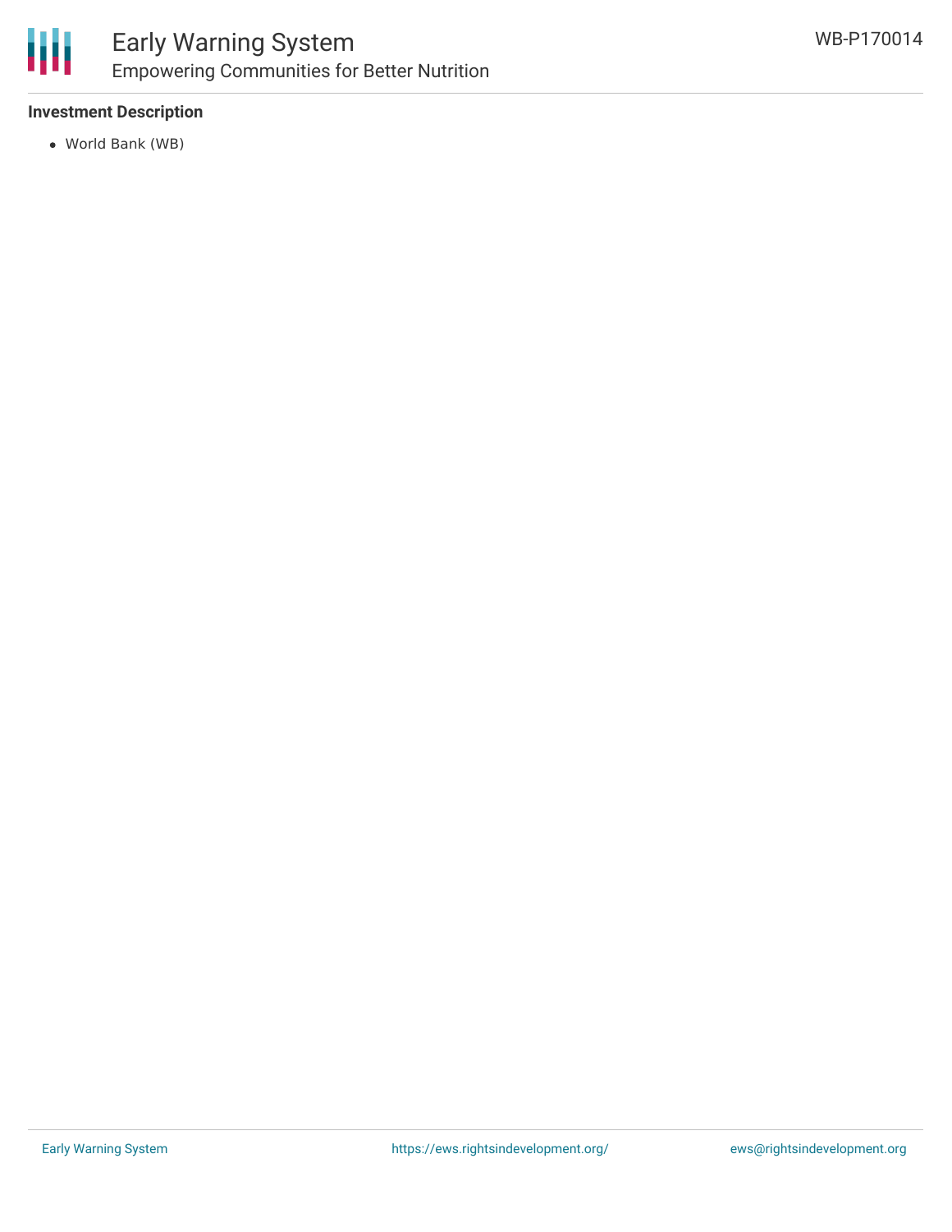**Investment Description**

- World Bank (WB)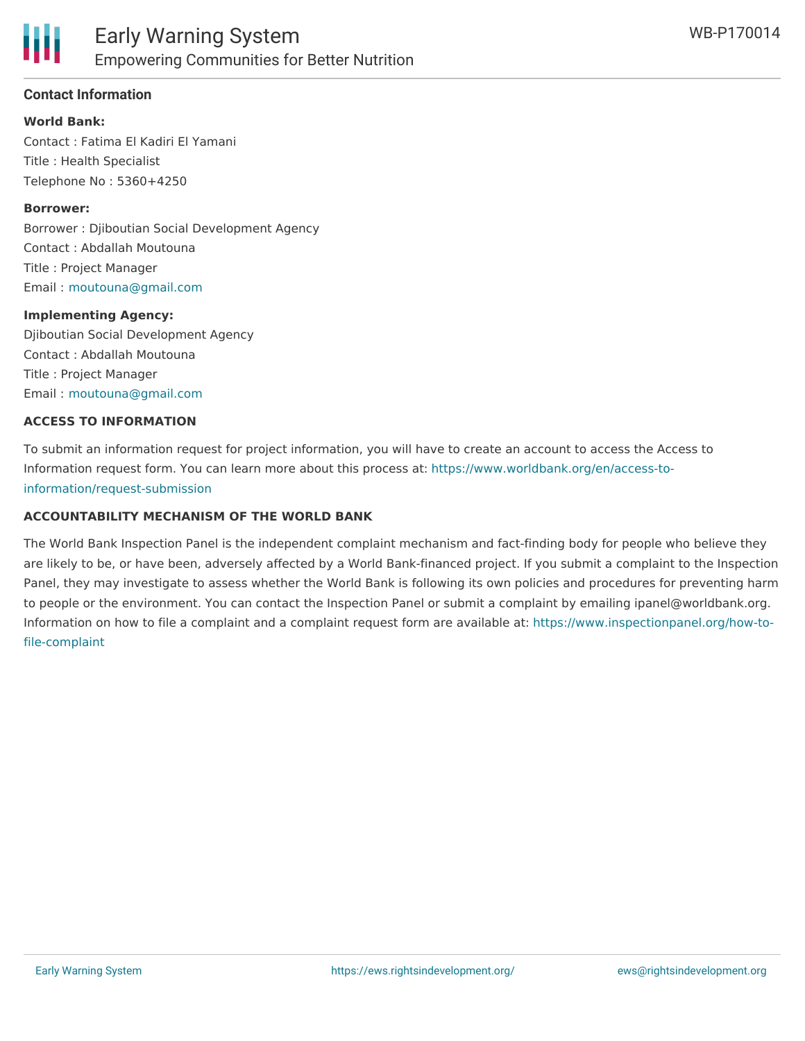## Contact Information

**World Bank:**

Contact : Fatima El Kadiri El Yamani

Title : Health Specialist

Telephone No : 5360+4250

**Borrower:**

Borrower : Djiboutian Social Development Agency

Contact : Abdallah Moutouna

Title : Project Manager

Email : moutouna@gmail.com

**Implementing Agency:**

Djiboutian Social Development Agency

Contact : Abdallah Moutouna

Title : Project Manager

Email : moutouna@gmail.com

### ACCESS TO INFORMATION

To submit an information request for project information, you will have to create an account to access the Access to Information request form. You can learn more about this process at: https://www.worldbank.org/en/access-to-information/request-submission

### ACCOUNTABILITY MECHANISM OF THE WORLD BANK

The World Bank Inspection Panel is the independent complaint mechanism and fact-finding body for people who believe they are likely to be, or have been, adversely affected by a World Bank-financed project. If you submit a complaint to the Inspection Panel, they may investigate to assess whether the World Bank is following its own policies and procedures for preventing harm to people or the environment. You can contact the Inspection Panel or submit a complaint by emailing ipanel@worldbank.org. Information on how to file a complaint and a complaint request form are available at: https://www.inspectionpanel.org/how-to-file-complaint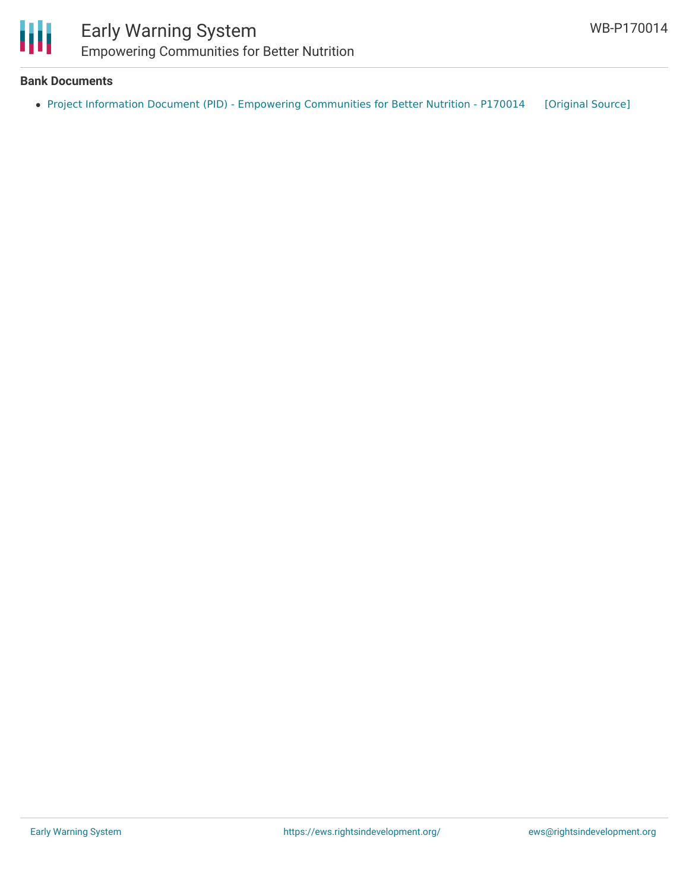## Bank Documents

- Project Information Document (PID) - Empowering Communities for Better Nutrition - P170014 [Original Source]